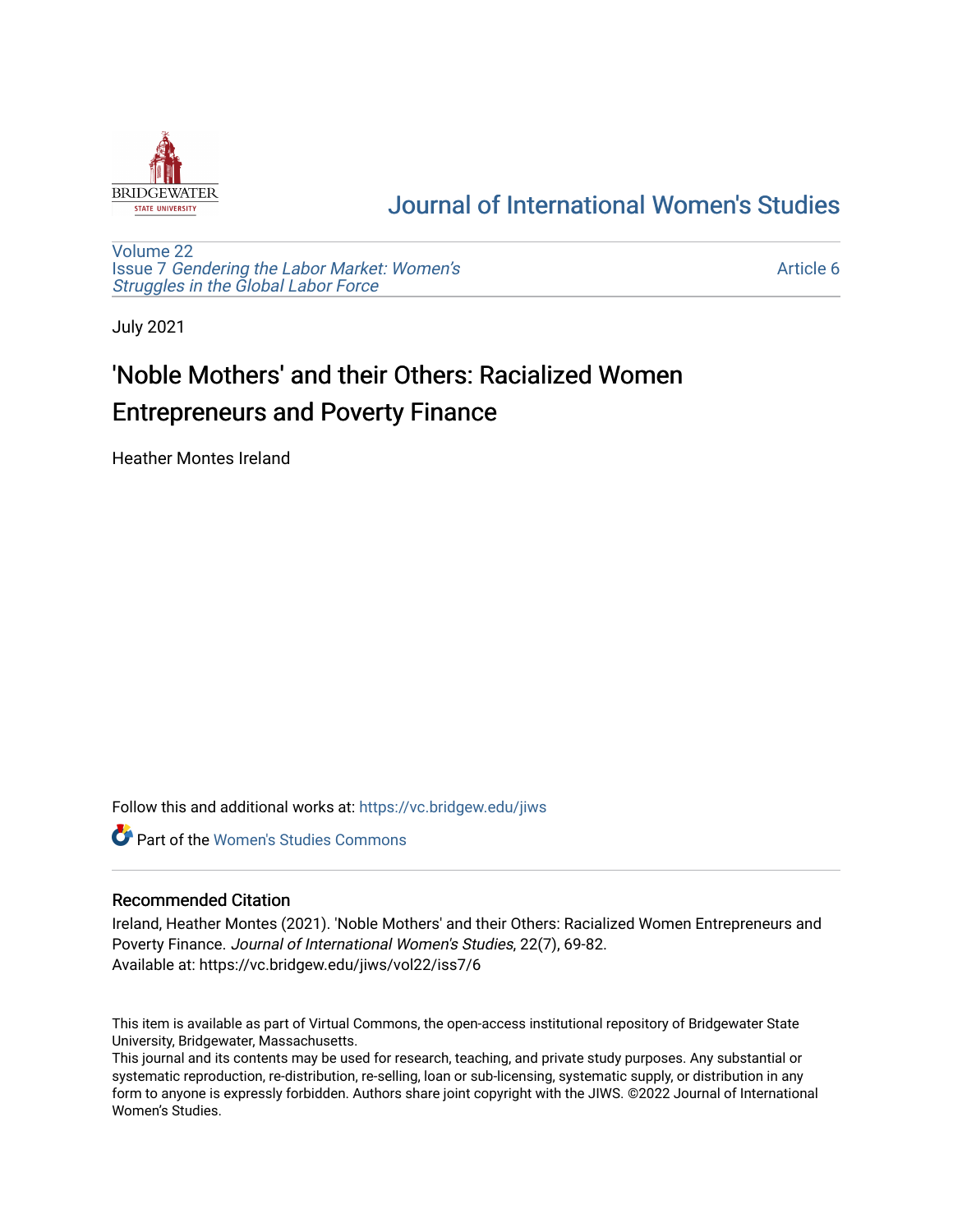Journal of International Women's Studies

Volume 22
Issue 7 *Gendering the Labor Market: Women's Struggles in the Global Labor Force*

Article 6

July 2021

# 'Noble Mothers' and their Others: Racialized Women Entrepreneurs and Poverty Finance

Heather Montes Ireland

Follow this and additional works at: https://vc.bridgew.edu/jiws

Part of the Women's Studies Commons

## Recommended Citation

Ireland, Heather Montes (2021). 'Noble Mothers' and their Others: Racialized Women Entrepreneurs and Poverty Finance. *Journal of International Women's Studies*, 22(7), 69-82.
Available at: https://vc.bridgew.edu/jiws/vol22/iss7/6

This item is available as part of Virtual Commons, the open-access institutional repository of Bridgewater State University, Bridgewater, Massachusetts.
This journal and its contents may be used for research, teaching, and private study purposes. Any substantial or systematic reproduction, re-distribution, re-selling, loan or sub-licensing, systematic supply, or distribution in any form to anyone is expressly forbidden. Authors share joint copyright with the JIWS. ©2022 Journal of International Women's Studies.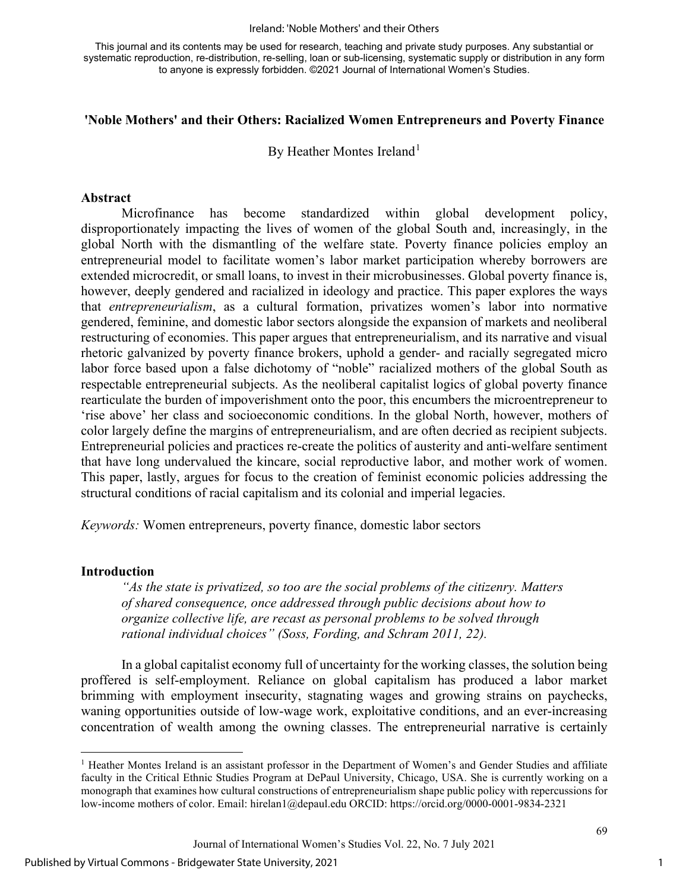This journal and its contents may be used for research, teaching and private study purposes. Any substantial or systematic reproduction, re-distribution, re-selling, loan or sub-licensing, systematic supply or distribution in any form to anyone is expressly forbidden. ©2021 Journal of International Women's Studies.

## 'Noble Mothers' and their Others: Racialized Women Entrepreneurs and Poverty Finance

By Heather Montes Ireland[1]

### Abstract

Microfinance has become standardized within global development policy, disproportionately impacting the lives of women of the global South and, increasingly, in the global North with the dismantling of the welfare state. Poverty finance policies employ an entrepreneurial model to facilitate women's labor market participation whereby borrowers are extended microcredit, or small loans, to invest in their microbusinesses. Global poverty finance is, however, deeply gendered and racialized in ideology and practice. This paper explores the ways that *entrepreneurialism*, as a cultural formation, privatizes women's labor into normative gendered, feminine, and domestic labor sectors alongside the expansion of markets and neoliberal restructuring of economies. This paper argues that entrepreneurialism, and its narrative and visual rhetoric galvanized by poverty finance brokers, uphold a gender- and racially segregated micro labor force based upon a false dichotomy of "noble" racialized mothers of the global South as respectable entrepreneurial subjects. As the neoliberal capitalist logics of global poverty finance rearticulate the burden of impoverishment onto the poor, this encumbers the microentrepreneur to 'rise above' her class and socioeconomic conditions. In the global North, however, mothers of color largely define the margins of entrepreneurialism, and are often decried as recipient subjects. Entrepreneurial policies and practices re-create the politics of austerity and anti-welfare sentiment that have long undervalued the kincare, social reproductive labor, and mother work of women. This paper, lastly, argues for focus to the creation of feminist economic policies addressing the structural conditions of racial capitalism and its colonial and imperial legacies.

*Keywords:* Women entrepreneurs, poverty finance, domestic labor sectors

### Introduction

*"As the state is privatized, so too are the social problems of the citizenry. Matters of shared consequence, once addressed through public decisions about how to organize collective life, are recast as personal problems to be solved through rational individual choices" (Soss, Fording, and Schram 2011, 22).*

In a global capitalist economy full of uncertainty for the working classes, the solution being proffered is self-employment. Reliance on global capitalism has produced a labor market brimming with employment insecurity, stagnating wages and growing strains on paychecks, waning opportunities outside of low-wage work, exploitative conditions, and an ever-increasing concentration of wealth among the owning classes. The entrepreneurial narrative is certainly

[1] Heather Montes Ireland is an assistant professor in the Department of Women's and Gender Studies and affiliate faculty in the Critical Ethnic Studies Program at DePaul University, Chicago, USA. She is currently working on a monograph that examines how cultural constructions of entrepreneurialism shape public policy with repercussions for low-income mothers of color. Email: hirelan1@depaul.edu ORCID: https://orcid.org/0000-0001-9834-2321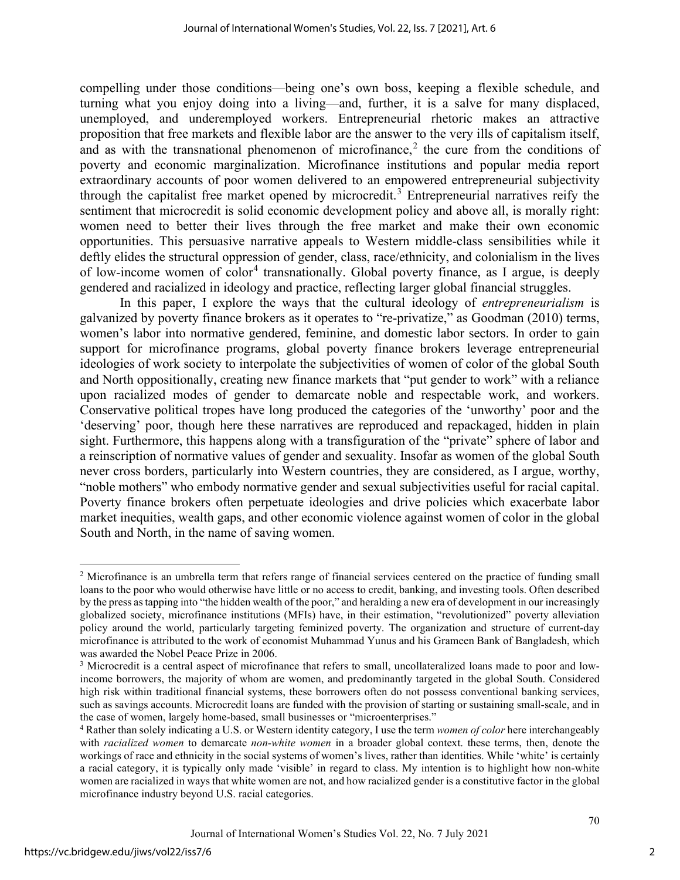compelling under those conditions—being one's own boss, keeping a flexible schedule, and turning what you enjoy doing into a living—and, further, it is a salve for many displaced, unemployed, and underemployed workers. Entrepreneurial rhetoric makes an attractive proposition that free markets and flexible labor are the answer to the very ills of capitalism itself, and as with the transnational phenomenon of microfinance,[2] the cure from the conditions of poverty and economic marginalization. Microfinance institutions and popular media report extraordinary accounts of poor women delivered to an empowered entrepreneurial subjectivity through the capitalist free market opened by microcredit.[3] Entrepreneurial narratives reify the sentiment that microcredit is solid economic development policy and above all, is morally right: women need to better their lives through the free market and make their own economic opportunities. This persuasive narrative appeals to Western middle-class sensibilities while it deftly elides the structural oppression of gender, class, race/ethnicity, and colonialism in the lives of low-income women of color[4] transnationally. Global poverty finance, as I argue, is deeply gendered and racialized in ideology and practice, reflecting larger global financial struggles.

In this paper, I explore the ways that the cultural ideology of *entrepreneurialism* is galvanized by poverty finance brokers as it operates to "re-privatize," as Goodman (2010) terms, women's labor into normative gendered, feminine, and domestic labor sectors. In order to gain support for microfinance programs, global poverty finance brokers leverage entrepreneurial ideologies of work society to interpolate the subjectivities of women of color of the global South and North oppositionally, creating new finance markets that "put gender to work" with a reliance upon racialized modes of gender to demarcate noble and respectable work, and workers. Conservative political tropes have long produced the categories of the 'unworthy' poor and the 'deserving' poor, though here these narratives are reproduced and repackaged, hidden in plain sight. Furthermore, this happens along with a transfiguration of the "private" sphere of labor and a reinscription of normative values of gender and sexuality. Insofar as women of the global South never cross borders, particularly into Western countries, they are considered, as I argue, worthy, "noble mothers" who embody normative gender and sexual subjectivities useful for racial capital. Poverty finance brokers often perpetuate ideologies and drive policies which exacerbate labor market inequities, wealth gaps, and other economic violence against women of color in the global South and North, in the name of saving women.

---

[2] Microfinance is an umbrella term that refers range of financial services centered on the practice of funding small loans to the poor who would otherwise have little or no access to credit, banking, and investing tools. Often described by the press as tapping into "the hidden wealth of the poor," and heralding a new era of development in our increasingly globalized society, microfinance institutions (MFIs) have, in their estimation, "revolutionized" poverty alleviation policy around the world, particularly targeting feminized poverty. The organization and structure of current-day microfinance is attributed to the work of economist Muhammad Yunus and his Grameen Bank of Bangladesh, which was awarded the Nobel Peace Prize in 2006.

[3] Microcredit is a central aspect of microfinance that refers to small, uncollateralized loans made to poor and low-income borrowers, the majority of whom are women, and predominantly targeted in the global South. Considered high risk within traditional financial systems, these borrowers often do not possess conventional banking services, such as savings accounts. Microcredit loans are funded with the provision of starting or sustaining small-scale, and in the case of women, largely home-based, small businesses or "microenterprises."

[4] Rather than solely indicating a U.S. or Western identity category, I use the term *women of color* here interchangeably with *racialized women* to demarcate *non-white women* in a broader global context. these terms, then, denote the workings of race and ethnicity in the social systems of women's lives, rather than identities. While 'white' is certainly a racial category, it is typically only made 'visible' in regard to class. My intention is to highlight how non-white women are racialized in ways that white women are not, and how racialized gender is a constitutive factor in the global microfinance industry beyond U.S. racial categories.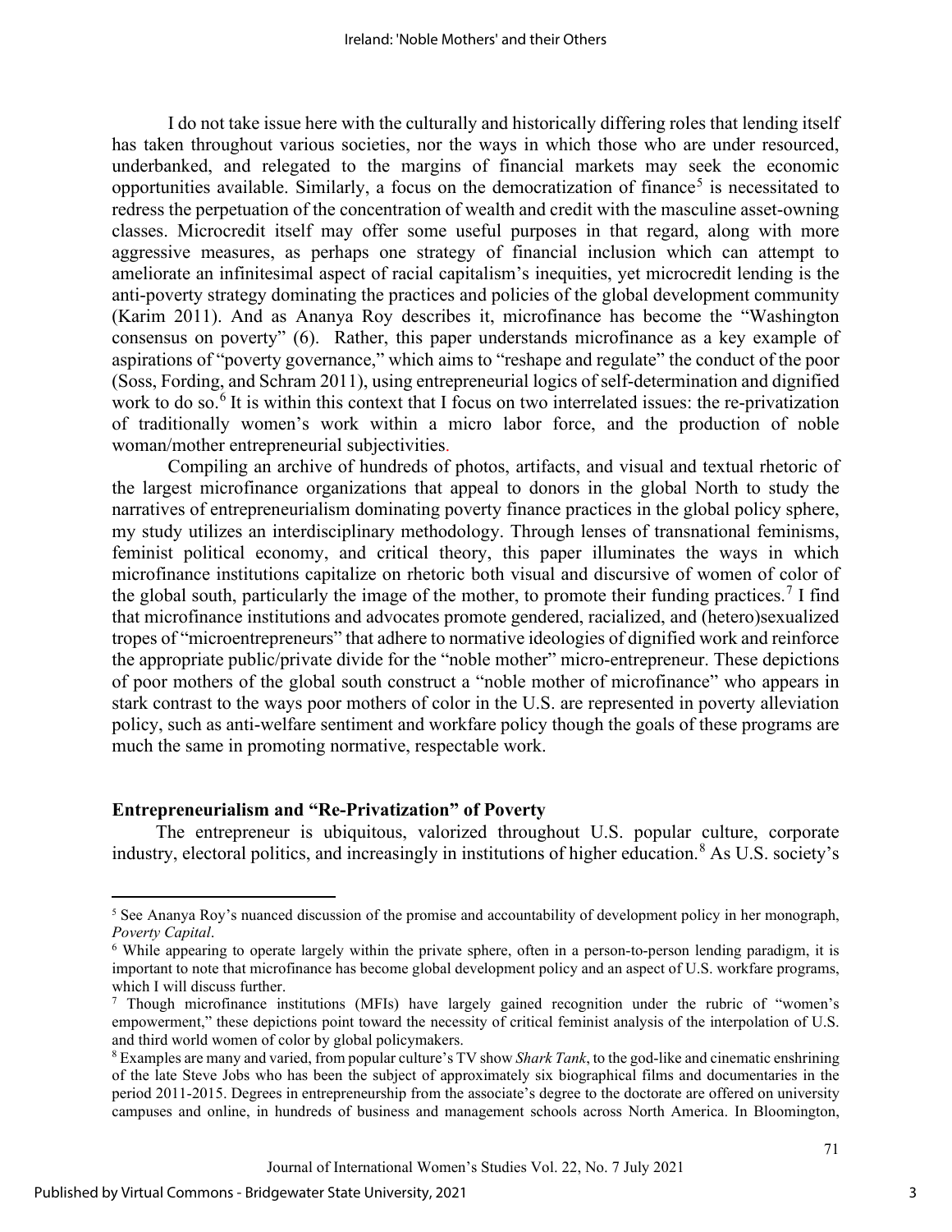I do not take issue here with the culturally and historically differing roles that lending itself has taken throughout various societies, nor the ways in which those who are under resourced, underbanked, and relegated to the margins of financial markets may seek the economic opportunities available. Similarly, a focus on the democratization of finance[5] is necessitated to redress the perpetuation of the concentration of wealth and credit with the masculine asset-owning classes. Microcredit itself may offer some useful purposes in that regard, along with more aggressive measures, as perhaps one strategy of financial inclusion which can attempt to ameliorate an infinitesimal aspect of racial capitalism's inequities, yet microcredit lending is the anti-poverty strategy dominating the practices and policies of the global development community (Karim 2011). And as Ananya Roy describes it, microfinance has become the "Washington consensus on poverty" (6). Rather, this paper understands microfinance as a key example of aspirations of "poverty governance," which aims to "reshape and regulate" the conduct of the poor (Soss, Fording, and Schram 2011), using entrepreneurial logics of self-determination and dignified work to do so.[6] It is within this context that I focus on two interrelated issues: the re-privatization of traditionally women's work within a micro labor force, and the production of noble woman/mother entrepreneurial subjectivities.

Compiling an archive of hundreds of photos, artifacts, and visual and textual rhetoric of the largest microfinance organizations that appeal to donors in the global North to study the narratives of entrepreneurialism dominating poverty finance practices in the global policy sphere, my study utilizes an interdisciplinary methodology. Through lenses of transnational feminisms, feminist political economy, and critical theory, this paper illuminates the ways in which microfinance institutions capitalize on rhetoric both visual and discursive of women of color of the global south, particularly the image of the mother, to promote their funding practices.[7] I find that microfinance institutions and advocates promote gendered, racialized, and (hetero)sexualized tropes of "microentrepreneurs" that adhere to normative ideologies of dignified work and reinforce the appropriate public/private divide for the "noble mother" micro-entrepreneur. These depictions of poor mothers of the global south construct a "noble mother of microfinance" who appears in stark contrast to the ways poor mothers of color in the U.S. are represented in poverty alleviation policy, such as anti-welfare sentiment and workfare policy though the goals of these programs are much the same in promoting normative, respectable work.

## Entrepreneurialism and "Re-Privatization" of Poverty

The entrepreneur is ubiquitous, valorized throughout U.S. popular culture, corporate industry, electoral politics, and increasingly in institutions of higher education.[8] As U.S. society's

---

[5] See Ananya Roy's nuanced discussion of the promise and accountability of development policy in her monograph, *Poverty Capital*.

[6] While appearing to operate largely within the private sphere, often in a person-to-person lending paradigm, it is important to note that microfinance has become global development policy and an aspect of U.S. workfare programs, which I will discuss further.

[7] Though microfinance institutions (MFIs) have largely gained recognition under the rubric of "women's empowerment," these depictions point toward the necessity of critical feminist analysis of the interpolation of U.S. and third world women of color by global policymakers.

[8] Examples are many and varied, from popular culture's TV show *Shark Tank*, to the god-like and cinematic enshrining of the late Steve Jobs who has been the subject of approximately six biographical films and documentaries in the period 2011-2015. Degrees in entrepreneurship from the associate's degree to the doctorate are offered on university campuses and online, in hundreds of business and management schools across North America. In Bloomington,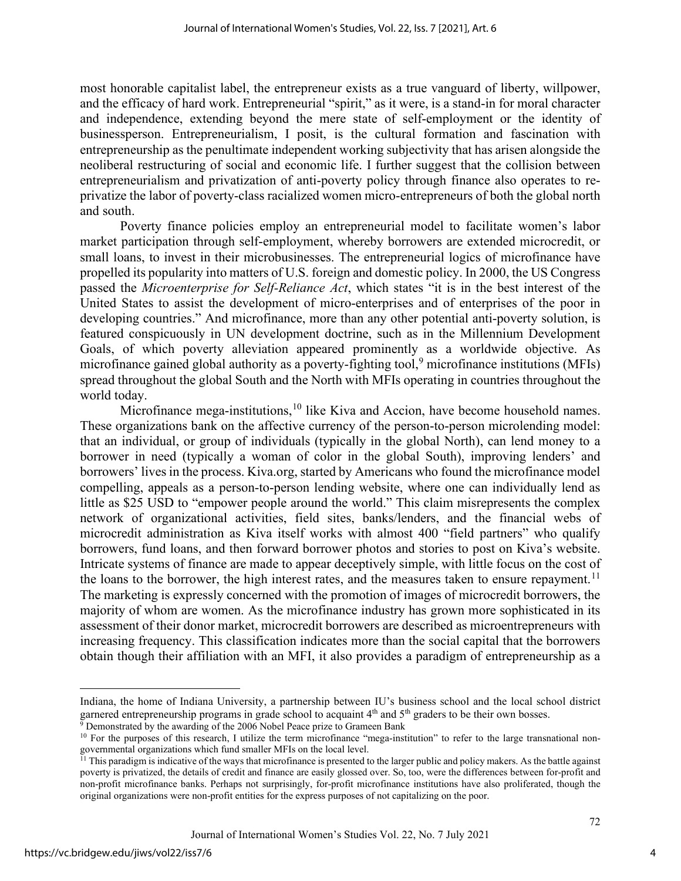most honorable capitalist label, the entrepreneur exists as a true vanguard of liberty, willpower, and the efficacy of hard work. Entrepreneurial "spirit," as it were, is a stand-in for moral character and independence, extending beyond the mere state of self-employment or the identity of businessperson. Entrepreneurialism, I posit, is the cultural formation and fascination with entrepreneurship as the penultimate independent working subjectivity that has arisen alongside the neoliberal restructuring of social and economic life. I further suggest that the collision between entrepreneurialism and privatization of anti-poverty policy through finance also operates to re-privatize the labor of poverty-class racialized women micro-entrepreneurs of both the global north and south.

Poverty finance policies employ an entrepreneurial model to facilitate women's labor market participation through self-employment, whereby borrowers are extended microcredit, or small loans, to invest in their microbusinesses. The entrepreneurial logics of microfinance have propelled its popularity into matters of U.S. foreign and domestic policy. In 2000, the US Congress passed the *Microenterprise for Self-Reliance Act*, which states "it is in the best interest of the United States to assist the development of micro-enterprises and of enterprises of the poor in developing countries." And microfinance, more than any other potential anti-poverty solution, is featured conspicuously in UN development doctrine, such as in the Millennium Development Goals, of which poverty alleviation appeared prominently as a worldwide objective. As microfinance gained global authority as a poverty-fighting tool,[9] microfinance institutions (MFIs) spread throughout the global South and the North with MFIs operating in countries throughout the world today.

Microfinance mega-institutions,[10] like Kiva and Accion, have become household names. These organizations bank on the affective currency of the person-to-person microlending model: that an individual, or group of individuals (typically in the global North), can lend money to a borrower in need (typically a woman of color in the global South), improving lenders' and borrowers' lives in the process. Kiva.org, started by Americans who found the microfinance model compelling, appeals as a person-to-person lending website, where one can individually lend as little as $25 USD to "empower people around the world." This claim misrepresents the complex network of organizational activities, field sites, banks/lenders, and the financial webs of microcredit administration as Kiva itself works with almost 400 "field partners" who qualify borrowers, fund loans, and then forward borrower photos and stories to post on Kiva's website. Intricate systems of finance are made to appear deceptively simple, with little focus on the cost of the loans to the borrower, the high interest rates, and the measures taken to ensure repayment.[11] The marketing is expressly concerned with the promotion of images of microcredit borrowers, the majority of whom are women. As the microfinance industry has grown more sophisticated in its assessment of their donor market, microcredit borrowers are described as microentrepreneurs with increasing frequency. This classification indicates more than the social capital that the borrowers obtain though their affiliation with an MFI, it also provides a paradigm of entrepreneurship as a

---

Indiana, the home of Indiana University, a partnership between IU's business school and the local school district garnered entrepreneurship programs in grade school to acquaint 4th and 5th graders to be their own bosses.

[9] Demonstrated by the awarding of the 2006 Nobel Peace prize to Grameen Bank

[10] For the purposes of this research, I utilize the term microfinance "mega-institution" to refer to the large transnational non-governmental organizations which fund smaller MFIs on the local level.

[11] This paradigm is indicative of the ways that microfinance is presented to the larger public and policy makers. As the battle against poverty is privatized, the details of credit and finance are easily glossed over. So, too, were the differences between for-profit and non-profit microfinance banks. Perhaps not surprisingly, for-profit microfinance institutions have also proliferated, though the original organizations were non-profit entities for the express purposes of not capitalizing on the poor.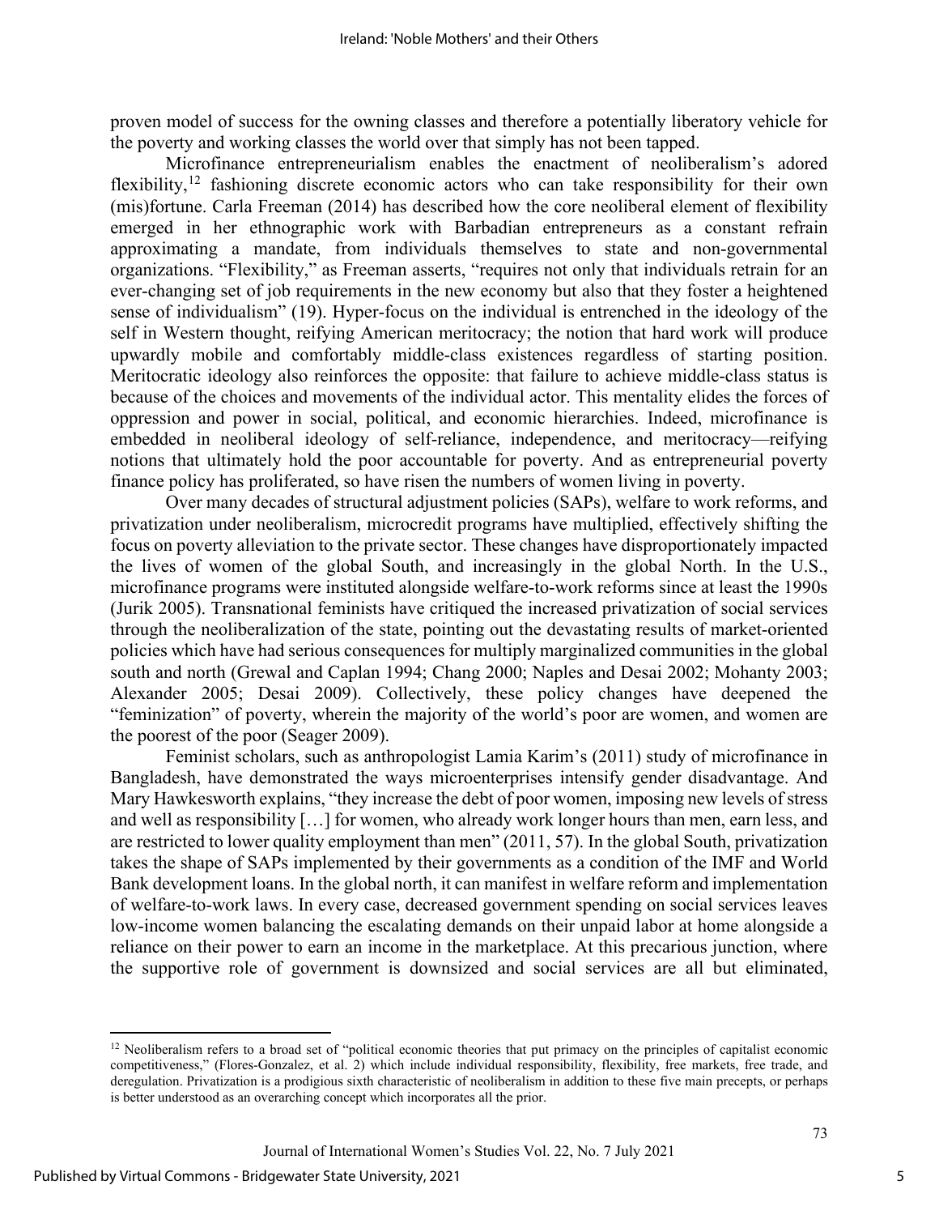proven model of success for the owning classes and therefore a potentially liberatory vehicle for the poverty and working classes the world over that simply has not been tapped.

Microfinance entrepreneurialism enables the enactment of neoliberalism's adored flexibility,[12] fashioning discrete economic actors who can take responsibility for their own (mis)fortune. Carla Freeman (2014) has described how the core neoliberal element of flexibility emerged in her ethnographic work with Barbadian entrepreneurs as a constant refrain approximating a mandate, from individuals themselves to state and non-governmental organizations. "Flexibility," as Freeman asserts, "requires not only that individuals retrain for an ever-changing set of job requirements in the new economy but also that they foster a heightened sense of individualism" (19). Hyper-focus on the individual is entrenched in the ideology of the self in Western thought, reifying American meritocracy; the notion that hard work will produce upwardly mobile and comfortably middle-class existences regardless of starting position. Meritocratic ideology also reinforces the opposite: that failure to achieve middle-class status is because of the choices and movements of the individual actor. This mentality elides the forces of oppression and power in social, political, and economic hierarchies. Indeed, microfinance is embedded in neoliberal ideology of self-reliance, independence, and meritocracy—reifying notions that ultimately hold the poor accountable for poverty. And as entrepreneurial poverty finance policy has proliferated, so have risen the numbers of women living in poverty.

Over many decades of structural adjustment policies (SAPs), welfare to work reforms, and privatization under neoliberalism, microcredit programs have multiplied, effectively shifting the focus on poverty alleviation to the private sector. These changes have disproportionately impacted the lives of women of the global South, and increasingly in the global North. In the U.S., microfinance programs were instituted alongside welfare-to-work reforms since at least the 1990s (Jurik 2005). Transnational feminists have critiqued the increased privatization of social services through the neoliberalization of the state, pointing out the devastating results of market-oriented policies which have had serious consequences for multiply marginalized communities in the global south and north (Grewal and Caplan 1994; Chang 2000; Naples and Desai 2002; Mohanty 2003; Alexander 2005; Desai 2009). Collectively, these policy changes have deepened the "feminization" of poverty, wherein the majority of the world's poor are women, and women are the poorest of the poor (Seager 2009).

Feminist scholars, such as anthropologist Lamia Karim's (2011) study of microfinance in Bangladesh, have demonstrated the ways microenterprises intensify gender disadvantage. And Mary Hawkesworth explains, "they increase the debt of poor women, imposing new levels of stress and well as responsibility […] for women, who already work longer hours than men, earn less, and are restricted to lower quality employment than men" (2011, 57). In the global South, privatization takes the shape of SAPs implemented by their governments as a condition of the IMF and World Bank development loans. In the global north, it can manifest in welfare reform and implementation of welfare-to-work laws. In every case, decreased government spending on social services leaves low-income women balancing the escalating demands on their unpaid labor at home alongside a reliance on their power to earn an income in the marketplace. At this precarious junction, where the supportive role of government is downsized and social services are all but eliminated,

---

[12] Neoliberalism refers to a broad set of "political economic theories that put primacy on the principles of capitalist economic competitiveness," (Flores-Gonzalez, et al. 2) which include individual responsibility, flexibility, free markets, free trade, and deregulation. Privatization is a prodigious sixth characteristic of neoliberalism in addition to these five main precepts, or perhaps is better understood as an overarching concept which incorporates all the prior.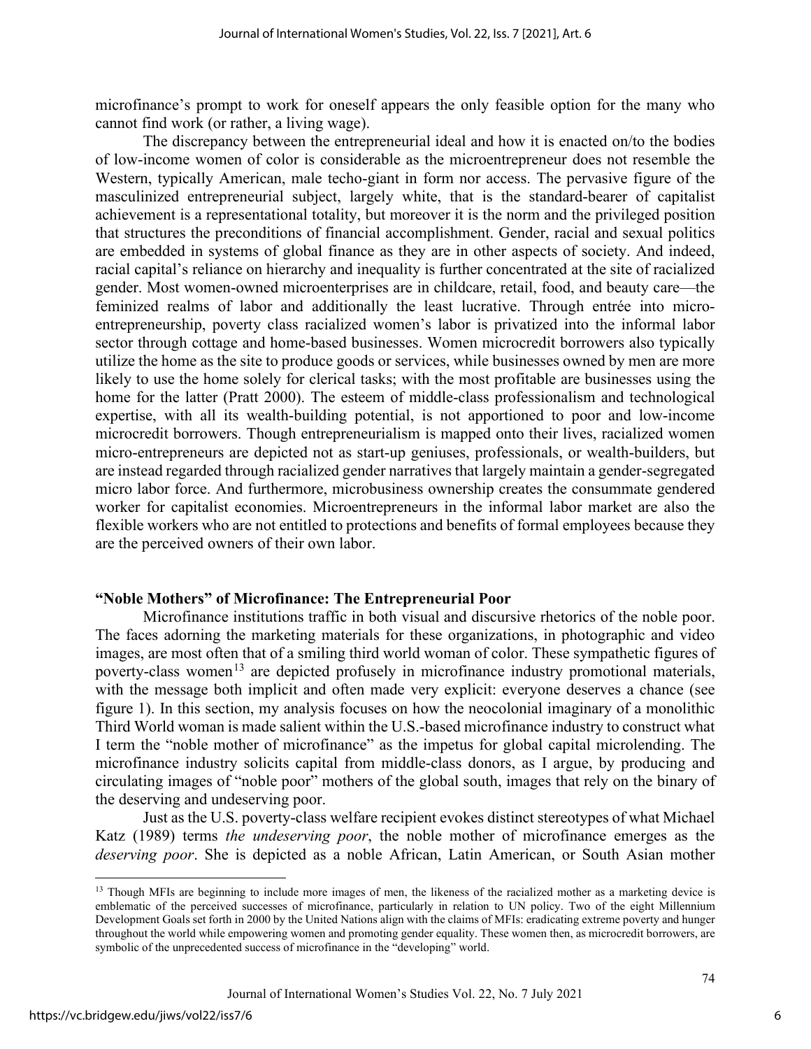microfinance's prompt to work for oneself appears the only feasible option for the many who cannot find work (or rather, a living wage).

The discrepancy between the entrepreneurial ideal and how it is enacted on/to the bodies of low-income women of color is considerable as the microentrepreneur does not resemble the Western, typically American, male techo-giant in form nor access. The pervasive figure of the masculinized entrepreneurial subject, largely white, that is the standard-bearer of capitalist achievement is a representational totality, but moreover it is the norm and the privileged position that structures the preconditions of financial accomplishment. Gender, racial and sexual politics are embedded in systems of global finance as they are in other aspects of society. And indeed, racial capital's reliance on hierarchy and inequality is further concentrated at the site of racialized gender. Most women-owned microenterprises are in childcare, retail, food, and beauty care—the feminized realms of labor and additionally the least lucrative. Through entrée into micro-entrepreneurship, poverty class racialized women's labor is privatized into the informal labor sector through cottage and home-based businesses. Women microcredit borrowers also typically utilize the home as the site to produce goods or services, while businesses owned by men are more likely to use the home solely for clerical tasks; with the most profitable are businesses using the home for the latter (Pratt 2000). The esteem of middle-class professionalism and technological expertise, with all its wealth-building potential, is not apportioned to poor and low-income microcredit borrowers. Though entrepreneurialism is mapped onto their lives, racialized women micro-entrepreneurs are depicted not as start-up geniuses, professionals, or wealth-builders, but are instead regarded through racialized gender narratives that largely maintain a gender-segregated micro labor force. And furthermore, microbusiness ownership creates the consummate gendered worker for capitalist economies. Microentrepreneurs in the informal labor market are also the flexible workers who are not entitled to protections and benefits of formal employees because they are the perceived owners of their own labor.

## "Noble Mothers" of Microfinance: The Entrepreneurial Poor

Microfinance institutions traffic in both visual and discursive rhetorics of the noble poor. The faces adorning the marketing materials for these organizations, in photographic and video images, are most often that of a smiling third world woman of color. These sympathetic figures of poverty-class women[13] are depicted profusely in microfinance industry promotional materials, with the message both implicit and often made very explicit: everyone deserves a chance (see figure 1). In this section, my analysis focuses on how the neocolonial imaginary of a monolithic Third World woman is made salient within the U.S.-based microfinance industry to construct what I term the "noble mother of microfinance" as the impetus for global capital microlending. The microfinance industry solicits capital from middle-class donors, as I argue, by producing and circulating images of "noble poor" mothers of the global south, images that rely on the binary of the deserving and undeserving poor.

Just as the U.S. poverty-class welfare recipient evokes distinct stereotypes of what Michael Katz (1989) terms *the undeserving poor*, the noble mother of microfinance emerges as the *deserving poor*. She is depicted as a noble African, Latin American, or South Asian mother

---

[13] Though MFIs are beginning to include more images of men, the likeness of the racialized mother as a marketing device is emblematic of the perceived successes of microfinance, particularly in relation to UN policy. Two of the eight Millennium Development Goals set forth in 2000 by the United Nations align with the claims of MFIs: eradicating extreme poverty and hunger throughout the world while empowering women and promoting gender equality. These women then, as microcredit borrowers, are symbolic of the unprecedented success of microfinance in the "developing" world.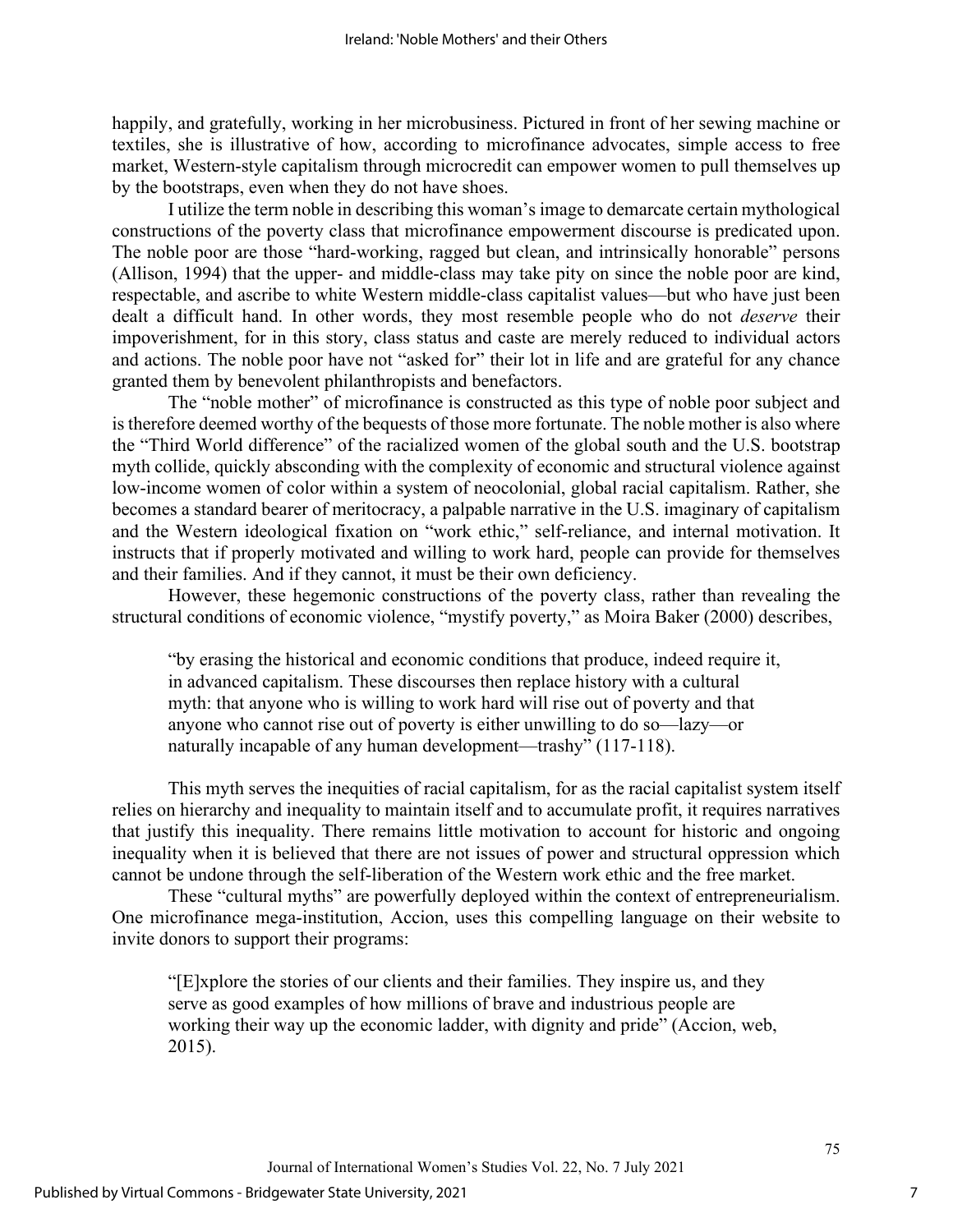happily, and gratefully, working in her microbusiness. Pictured in front of her sewing machine or textiles, she is illustrative of how, according to microfinance advocates, simple access to free market, Western-style capitalism through microcredit can empower women to pull themselves up by the bootstraps, even when they do not have shoes.

I utilize the term noble in describing this woman's image to demarcate certain mythological constructions of the poverty class that microfinance empowerment discourse is predicated upon. The noble poor are those "hard-working, ragged but clean, and intrinsically honorable" persons (Allison, 1994) that the upper- and middle-class may take pity on since the noble poor are kind, respectable, and ascribe to white Western middle-class capitalist values—but who have just been dealt a difficult hand. In other words, they most resemble people who do not *deserve* their impoverishment, for in this story, class status and caste are merely reduced to individual actors and actions. The noble poor have not "asked for" their lot in life and are grateful for any chance granted them by benevolent philanthropists and benefactors.

The "noble mother" of microfinance is constructed as this type of noble poor subject and is therefore deemed worthy of the bequests of those more fortunate. The noble mother is also where the "Third World difference" of the racialized women of the global south and the U.S. bootstrap myth collide, quickly absconding with the complexity of economic and structural violence against low-income women of color within a system of neocolonial, global racial capitalism. Rather, she becomes a standard bearer of meritocracy, a palpable narrative in the U.S. imaginary of capitalism and the Western ideological fixation on "work ethic," self-reliance, and internal motivation. It instructs that if properly motivated and willing to work hard, people can provide for themselves and their families. And if they cannot, it must be their own deficiency.

However, these hegemonic constructions of the poverty class, rather than revealing the structural conditions of economic violence, "mystify poverty," as Moira Baker (2000) describes,

> "by erasing the historical and economic conditions that produce, indeed require it, in advanced capitalism. These discourses then replace history with a cultural myth: that anyone who is willing to work hard will rise out of poverty and that anyone who cannot rise out of poverty is either unwilling to do so—lazy—or naturally incapable of any human development—trashy" (117-118).

This myth serves the inequities of racial capitalism, for as the racial capitalist system itself relies on hierarchy and inequality to maintain itself and to accumulate profit, it requires narratives that justify this inequality. There remains little motivation to account for historic and ongoing inequality when it is believed that there are not issues of power and structural oppression which cannot be undone through the self-liberation of the Western work ethic and the free market.

These "cultural myths" are powerfully deployed within the context of entrepreneurialism. One microfinance mega-institution, Accion, uses this compelling language on their website to invite donors to support their programs:

> "[E]xplore the stories of our clients and their families. They inspire us, and they serve as good examples of how millions of brave and industrious people are working their way up the economic ladder, with dignity and pride" (Accion, web, 2015).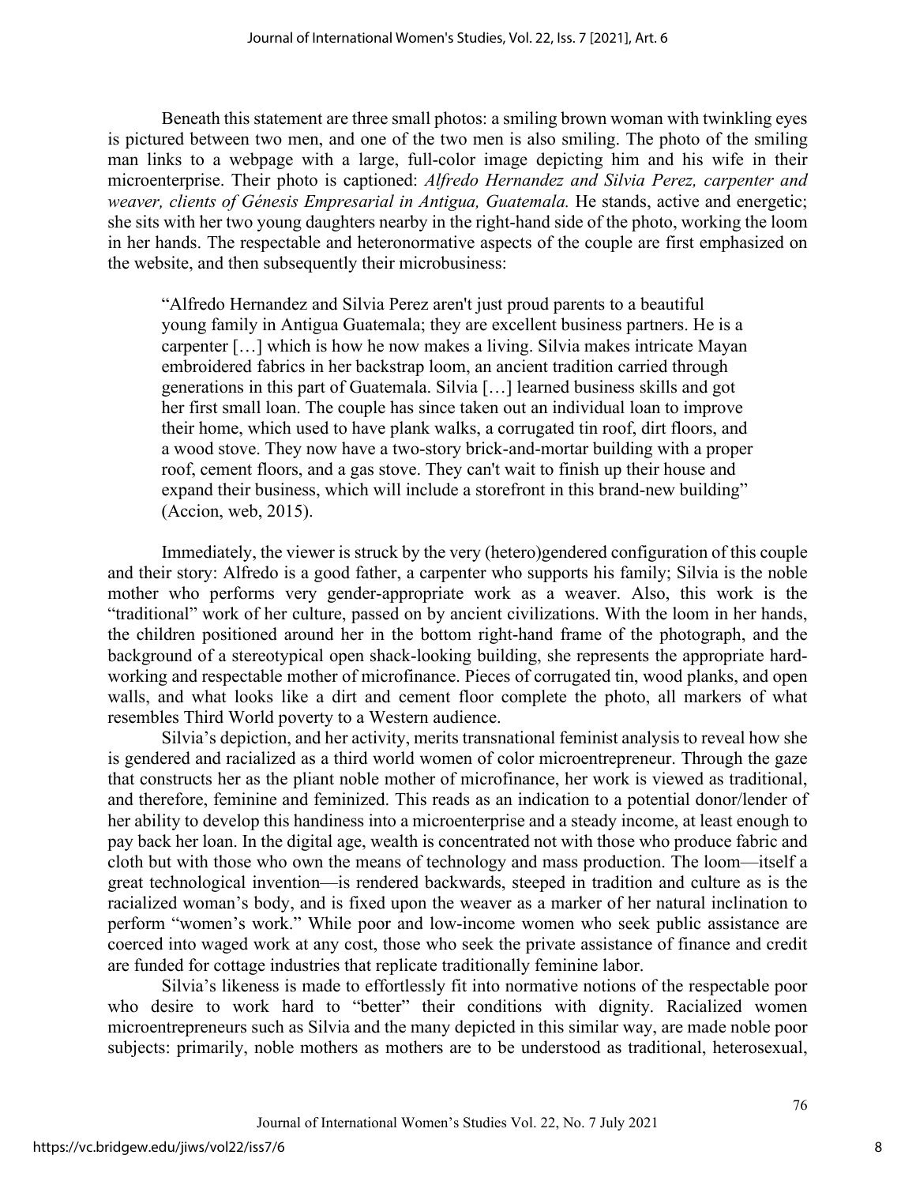Beneath this statement are three small photos: a smiling brown woman with twinkling eyes is pictured between two men, and one of the two men is also smiling. The photo of the smiling man links to a webpage with a large, full-color image depicting him and his wife in their microenterprise. Their photo is captioned: *Alfredo Hernandez and Silvia Perez, carpenter and weaver, clients of Génesis Empresarial in Antigua, Guatemala.* He stands, active and energetic; she sits with her two young daughters nearby in the right-hand side of the photo, working the loom in her hands. The respectable and heteronormative aspects of the couple are first emphasized on the website, and then subsequently their microbusiness:

> "Alfredo Hernandez and Silvia Perez aren't just proud parents to a beautiful young family in Antigua Guatemala; they are excellent business partners. He is a carpenter […] which is how he now makes a living. Silvia makes intricate Mayan embroidered fabrics in her backstrap loom, an ancient tradition carried through generations in this part of Guatemala. Silvia […] learned business skills and got her first small loan. The couple has since taken out an individual loan to improve their home, which used to have plank walks, a corrugated tin roof, dirt floors, and a wood stove. They now have a two-story brick-and-mortar building with a proper roof, cement floors, and a gas stove. They can't wait to finish up their house and expand their business, which will include a storefront in this brand-new building" (Accion, web, 2015).

Immediately, the viewer is struck by the very (hetero)gendered configuration of this couple and their story: Alfredo is a good father, a carpenter who supports his family; Silvia is the noble mother who performs very gender-appropriate work as a weaver. Also, this work is the "traditional" work of her culture, passed on by ancient civilizations. With the loom in her hands, the children positioned around her in the bottom right-hand frame of the photograph, and the background of a stereotypical open shack-looking building, she represents the appropriate hard-working and respectable mother of microfinance. Pieces of corrugated tin, wood planks, and open walls, and what looks like a dirt and cement floor complete the photo, all markers of what resembles Third World poverty to a Western audience.

Silvia's depiction, and her activity, merits transnational feminist analysis to reveal how she is gendered and racialized as a third world women of color microentrepreneur. Through the gaze that constructs her as the pliant noble mother of microfinance, her work is viewed as traditional, and therefore, feminine and feminized. This reads as an indication to a potential donor/lender of her ability to develop this handiness into a microenterprise and a steady income, at least enough to pay back her loan. In the digital age, wealth is concentrated not with those who produce fabric and cloth but with those who own the means of technology and mass production. The loom—itself a great technological invention—is rendered backwards, steeped in tradition and culture as is the racialized woman's body, and is fixed upon the weaver as a marker of her natural inclination to perform "women's work." While poor and low-income women who seek public assistance are coerced into waged work at any cost, those who seek the private assistance of finance and credit are funded for cottage industries that replicate traditionally feminine labor.

Silvia's likeness is made to effortlessly fit into normative notions of the respectable poor who desire to work hard to "better" their conditions with dignity. Racialized women microentrepreneurs such as Silvia and the many depicted in this similar way, are made noble poor subjects: primarily, noble mothers as mothers are to be understood as traditional, heterosexual,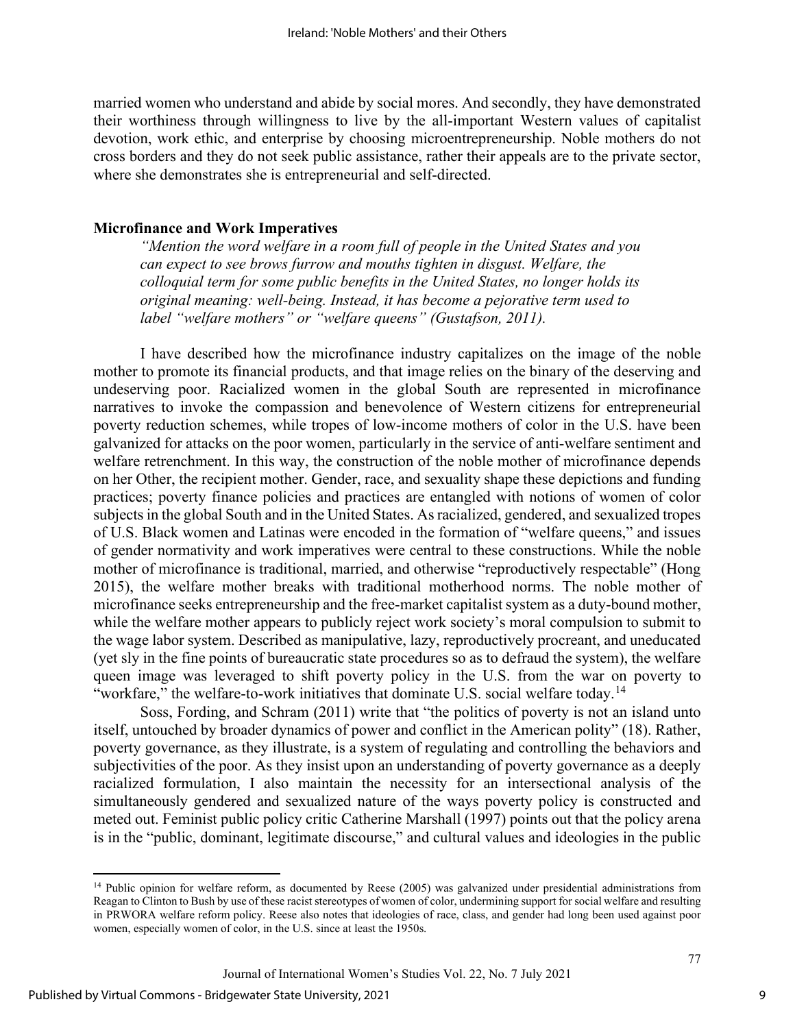married women who understand and abide by social mores. And secondly, they have demonstrated their worthiness through willingness to live by the all-important Western values of capitalist devotion, work ethic, and enterprise by choosing microentrepreneurship. Noble mothers do not cross borders and they do not seek public assistance, rather their appeals are to the private sector, where she demonstrates she is entrepreneurial and self-directed.

### Microfinance and Work Imperatives

> *"Mention the word welfare in a room full of people in the United States and you can expect to see brows furrow and mouths tighten in disgust. Welfare, the colloquial term for some public benefits in the United States, no longer holds its original meaning: well-being. Instead, it has become a pejorative term used to label "welfare mothers" or "welfare queens" (Gustafson, 2011).*

I have described how the microfinance industry capitalizes on the image of the noble mother to promote its financial products, and that image relies on the binary of the deserving and undeserving poor. Racialized women in the global South are represented in microfinance narratives to invoke the compassion and benevolence of Western citizens for entrepreneurial poverty reduction schemes, while tropes of low-income mothers of color in the U.S. have been galvanized for attacks on the poor women, particularly in the service of anti-welfare sentiment and welfare retrenchment. In this way, the construction of the noble mother of microfinance depends on her Other, the recipient mother. Gender, race, and sexuality shape these depictions and funding practices; poverty finance policies and practices are entangled with notions of women of color subjects in the global South and in the United States. As racialized, gendered, and sexualized tropes of U.S. Black women and Latinas were encoded in the formation of "welfare queens," and issues of gender normativity and work imperatives were central to these constructions. While the noble mother of microfinance is traditional, married, and otherwise "reproductively respectable" (Hong 2015), the welfare mother breaks with traditional motherhood norms. The noble mother of microfinance seeks entrepreneurship and the free-market capitalist system as a duty-bound mother, while the welfare mother appears to publicly reject work society's moral compulsion to submit to the wage labor system. Described as manipulative, lazy, reproductively procreant, and uneducated (yet sly in the fine points of bureaucratic state procedures so as to defraud the system), the welfare queen image was leveraged to shift poverty policy in the U.S. from the war on poverty to "workfare," the welfare-to-work initiatives that dominate U.S. social welfare today.[14]

Soss, Fording, and Schram (2011) write that "the politics of poverty is not an island unto itself, untouched by broader dynamics of power and conflict in the American polity" (18). Rather, poverty governance, as they illustrate, is a system of regulating and controlling the behaviors and subjectivities of the poor. As they insist upon an understanding of poverty governance as a deeply racialized formulation, I also maintain the necessity for an intersectional analysis of the simultaneously gendered and sexualized nature of the ways poverty policy is constructed and meted out. Feminist public policy critic Catherine Marshall (1997) points out that the policy arena is in the "public, dominant, legitimate discourse," and cultural values and ideologies in the public

---

[14] Public opinion for welfare reform, as documented by Reese (2005) was galvanized under presidential administrations from Reagan to Clinton to Bush by use of these racist stereotypes of women of color, undermining support for social welfare and resulting in PRWORA welfare reform policy. Reese also notes that ideologies of race, class, and gender had long been used against poor women, especially women of color, in the U.S. since at least the 1950s.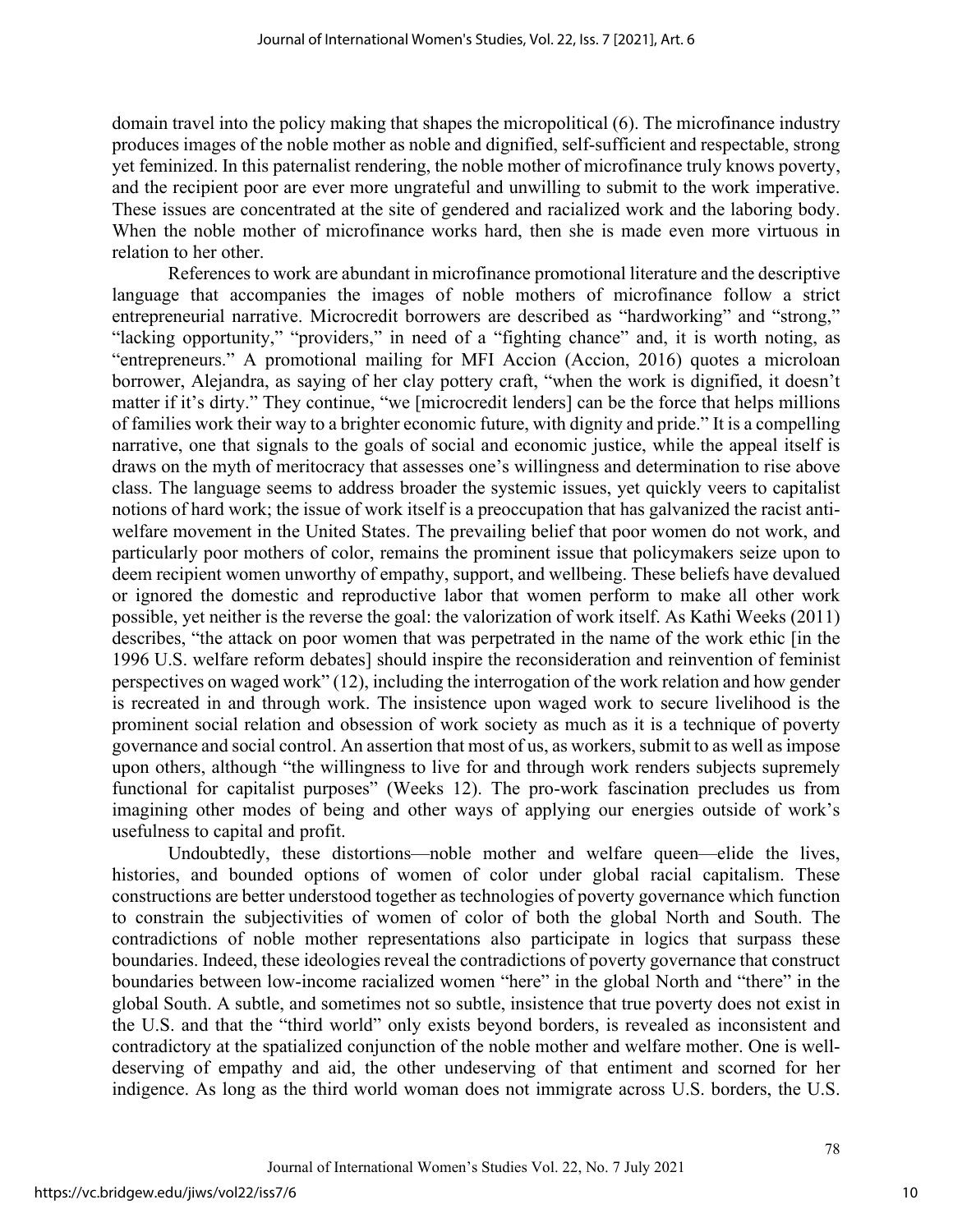domain travel into the policy making that shapes the micropolitical (6). The microfinance industry produces images of the noble mother as noble and dignified, self-sufficient and respectable, strong yet feminized. In this paternalist rendering, the noble mother of microfinance truly knows poverty, and the recipient poor are ever more ungrateful and unwilling to submit to the work imperative. These issues are concentrated at the site of gendered and racialized work and the laboring body. When the noble mother of microfinance works hard, then she is made even more virtuous in relation to her other.

References to work are abundant in microfinance promotional literature and the descriptive language that accompanies the images of noble mothers of microfinance follow a strict entrepreneurial narrative. Microcredit borrowers are described as "hardworking" and "strong," "lacking opportunity," "providers," in need of a "fighting chance" and, it is worth noting, as "entrepreneurs." A promotional mailing for MFI Accion (Accion, 2016) quotes a microloan borrower, Alejandra, as saying of her clay pottery craft, "when the work is dignified, it doesn't matter if it's dirty." They continue, "we [microcredit lenders] can be the force that helps millions of families work their way to a brighter economic future, with dignity and pride." It is a compelling narrative, one that signals to the goals of social and economic justice, while the appeal itself is draws on the myth of meritocracy that assesses one's willingness and determination to rise above class. The language seems to address broader the systemic issues, yet quickly veers to capitalist notions of hard work; the issue of work itself is a preoccupation that has galvanized the racist anti-welfare movement in the United States. The prevailing belief that poor women do not work, and particularly poor mothers of color, remains the prominent issue that policymakers seize upon to deem recipient women unworthy of empathy, support, and wellbeing. These beliefs have devalued or ignored the domestic and reproductive labor that women perform to make all other work possible, yet neither is the reverse the goal: the valorization of work itself. As Kathi Weeks (2011) describes, "the attack on poor women that was perpetrated in the name of the work ethic [in the 1996 U.S. welfare reform debates] should inspire the reconsideration and reinvention of feminist perspectives on waged work" (12), including the interrogation of the work relation and how gender is recreated in and through work. The insistence upon waged work to secure livelihood is the prominent social relation and obsession of work society as much as it is a technique of poverty governance and social control. An assertion that most of us, as workers, submit to as well as impose upon others, although "the willingness to live for and through work renders subjects supremely functional for capitalist purposes" (Weeks 12). The pro-work fascination precludes us from imagining other modes of being and other ways of applying our energies outside of work's usefulness to capital and profit.

Undoubtedly, these distortions—noble mother and welfare queen—elide the lives, histories, and bounded options of women of color under global racial capitalism. These constructions are better understood together as technologies of poverty governance which function to constrain the subjectivities of women of color of both the global North and South. The contradictions of noble mother representations also participate in logics that surpass these boundaries. Indeed, these ideologies reveal the contradictions of poverty governance that construct boundaries between low-income racialized women "here" in the global North and "there" in the global South. A subtle, and sometimes not so subtle, insistence that true poverty does not exist in the U.S. and that the "third world" only exists beyond borders, is revealed as inconsistent and contradictory at the spatialized conjunction of the noble mother and welfare mother. One is well-deserving of empathy and aid, the other undeserving of that entiment and scorned for her indigence. As long as the third world woman does not immigrate across U.S. borders, the U.S.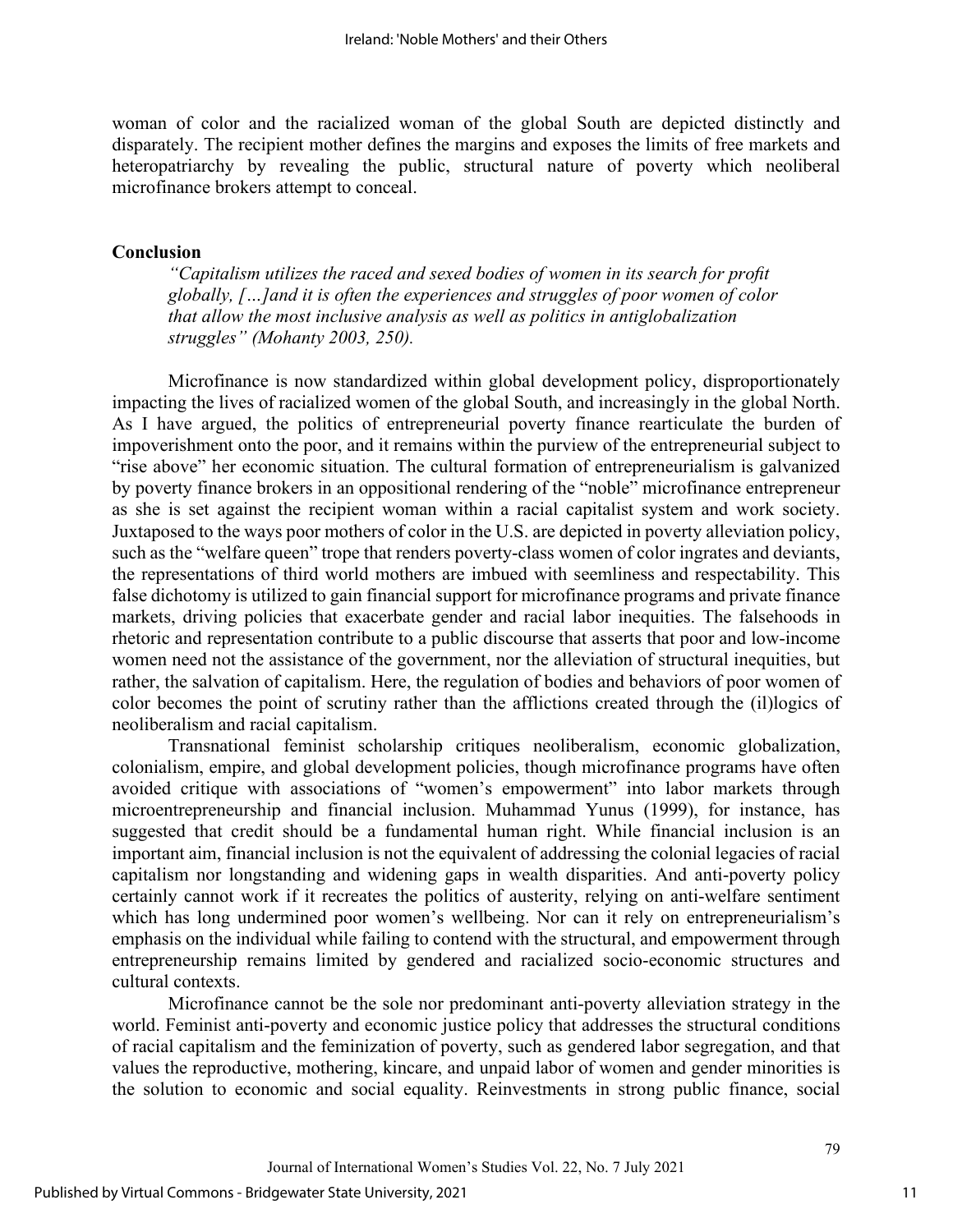woman of color and the racialized woman of the global South are depicted distinctly and disparately. The recipient mother defines the margins and exposes the limits of free markets and heteropatriarchy by revealing the public, structural nature of poverty which neoliberal microfinance brokers attempt to conceal.

## Conclusion

> *"Capitalism utilizes the raced and sexed bodies of women in its search for profit globally, […]and it is often the experiences and struggles of poor women of color that allow the most inclusive analysis as well as politics in antiglobalization struggles" (Mohanty 2003, 250).*

Microfinance is now standardized within global development policy, disproportionately impacting the lives of racialized women of the global South, and increasingly in the global North. As I have argued, the politics of entrepreneurial poverty finance rearticulate the burden of impoverishment onto the poor, and it remains within the purview of the entrepreneurial subject to "rise above" her economic situation. The cultural formation of entrepreneurialism is galvanized by poverty finance brokers in an oppositional rendering of the "noble" microfinance entrepreneur as she is set against the recipient woman within a racial capitalist system and work society. Juxtaposed to the ways poor mothers of color in the U.S. are depicted in poverty alleviation policy, such as the "welfare queen" trope that renders poverty-class women of color ingrates and deviants, the representations of third world mothers are imbued with seemliness and respectability. This false dichotomy is utilized to gain financial support for microfinance programs and private finance markets, driving policies that exacerbate gender and racial labor inequities. The falsehoods in rhetoric and representation contribute to a public discourse that asserts that poor and low-income women need not the assistance of the government, nor the alleviation of structural inequities, but rather, the salvation of capitalism. Here, the regulation of bodies and behaviors of poor women of color becomes the point of scrutiny rather than the afflictions created through the (il)logics of neoliberalism and racial capitalism.

Transnational feminist scholarship critiques neoliberalism, economic globalization, colonialism, empire, and global development policies, though microfinance programs have often avoided critique with associations of "women's empowerment" into labor markets through microentrepreneurship and financial inclusion. Muhammad Yunus (1999), for instance, has suggested that credit should be a fundamental human right. While financial inclusion is an important aim, financial inclusion is not the equivalent of addressing the colonial legacies of racial capitalism nor longstanding and widening gaps in wealth disparities. And anti-poverty policy certainly cannot work if it recreates the politics of austerity, relying on anti-welfare sentiment which has long undermined poor women's wellbeing. Nor can it rely on entrepreneurialism's emphasis on the individual while failing to contend with the structural, and empowerment through entrepreneurship remains limited by gendered and racialized socio-economic structures and cultural contexts.

Microfinance cannot be the sole nor predominant anti-poverty alleviation strategy in the world. Feminist anti-poverty and economic justice policy that addresses the structural conditions of racial capitalism and the feminization of poverty, such as gendered labor segregation, and that values the reproductive, mothering, kincare, and unpaid labor of women and gender minorities is the solution to economic and social equality. Reinvestments in strong public finance, social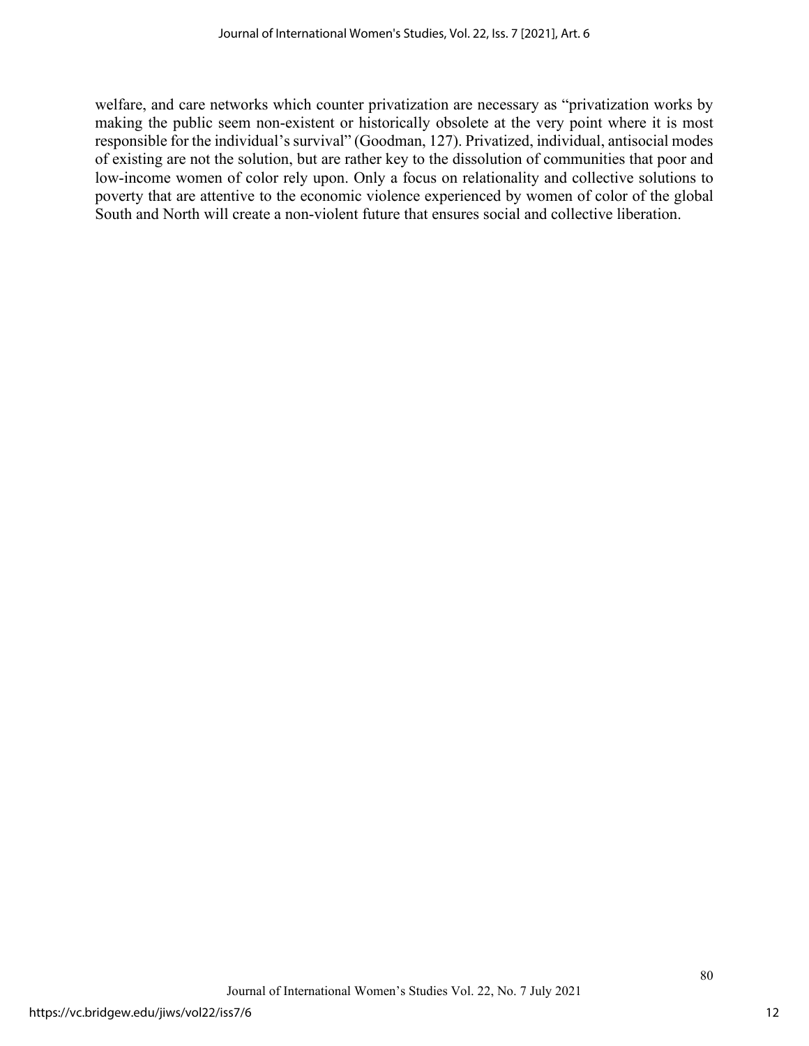welfare, and care networks which counter privatization are necessary as "privatization works by making the public seem non-existent or historically obsolete at the very point where it is most responsible for the individual's survival" (Goodman, 127). Privatized, individual, antisocial modes of existing are not the solution, but are rather key to the dissolution of communities that poor and low-income women of color rely upon. Only a focus on relationality and collective solutions to poverty that are attentive to the economic violence experienced by women of color of the global South and North will create a non-violent future that ensures social and collective liberation.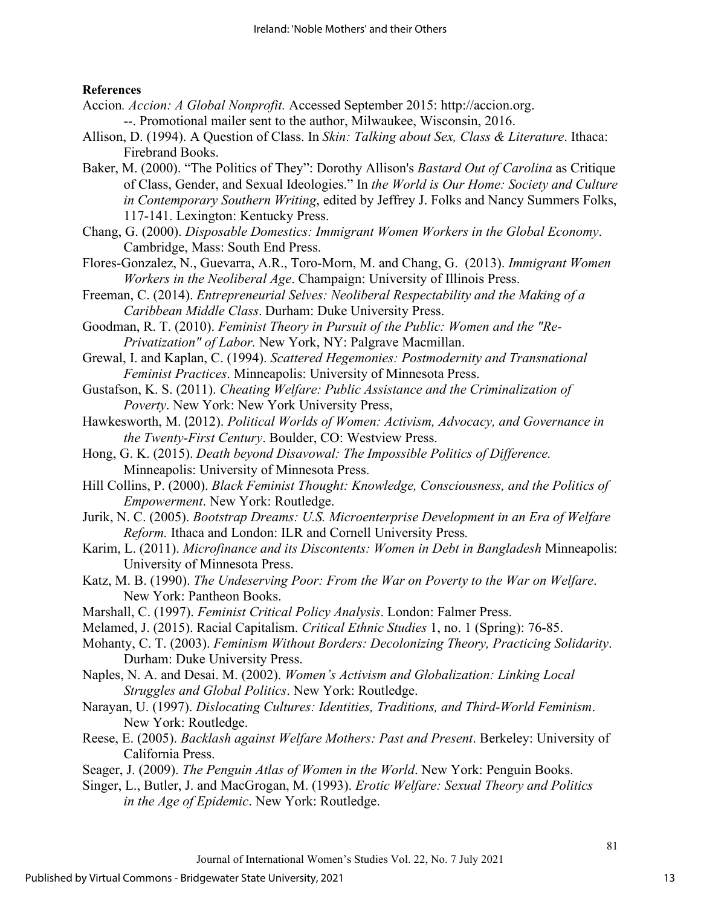**References**

Accion. *Accion: A Global Nonprofit.* Accessed September 2015: http://accion.org.

--. Promotional mailer sent to the author, Milwaukee, Wisconsin, 2016.

Allison, D. (1994). A Question of Class. In *Skin: Talking about Sex, Class & Literature*. Ithaca: Firebrand Books.

Baker, M. (2000). "The Politics of They": Dorothy Allison's *Bastard Out of Carolina* as Critique of Class, Gender, and Sexual Ideologies." In *the World is Our Home: Society and Culture in Contemporary Southern Writing*, edited by Jeffrey J. Folks and Nancy Summers Folks, 117-141. Lexington: Kentucky Press.

Chang, G. (2000). *Disposable Domestics: Immigrant Women Workers in the Global Economy*. Cambridge, Mass: South End Press.

Flores-Gonzalez, N., Guevarra, A.R., Toro-Morn, M. and Chang, G. (2013). *Immigrant Women Workers in the Neoliberal Age*. Champaign: University of Illinois Press.

Freeman, C. (2014). *Entrepreneurial Selves: Neoliberal Respectability and the Making of a Caribbean Middle Class*. Durham: Duke University Press.

Goodman, R. T. (2010). *Feminist Theory in Pursuit of the Public: Women and the "Re-Privatization" of Labor.* New York, NY: Palgrave Macmillan.

Grewal, I. and Kaplan, C. (1994). *Scattered Hegemonies: Postmodernity and Transnational Feminist Practices*. Minneapolis: University of Minnesota Press.

Gustafson, K. S. (2011). *Cheating Welfare: Public Assistance and the Criminalization of Poverty*. New York: New York University Press,

Hawkesworth, M. (2012). *Political Worlds of Women: Activism, Advocacy, and Governance in the Twenty-First Century*. Boulder, CO: Westview Press.

Hong, G. K. (2015). *Death beyond Disavowal: The Impossible Politics of Difference.* Minneapolis: University of Minnesota Press.

Hill Collins, P. (2000). *Black Feminist Thought: Knowledge, Consciousness, and the Politics of Empowerment*. New York: Routledge.

Jurik, N. C. (2005). *Bootstrap Dreams: U.S. Microenterprise Development in an Era of Welfare Reform.* Ithaca and London: ILR and Cornell University Press*.*

Karim, L. (2011). *Microfinance and its Discontents: Women in Debt in Bangladesh* Minneapolis: University of Minnesota Press.

Katz, M. B. (1990). *The Undeserving Poor: From the War on Poverty to the War on Welfare*. New York: Pantheon Books.

Marshall, C. (1997). *Feminist Critical Policy Analysis*. London: Falmer Press.

Melamed, J. (2015). Racial Capitalism. *Critical Ethnic Studies* 1, no. 1 (Spring): 76-85.

Mohanty, C. T. (2003). *Feminism Without Borders: Decolonizing Theory, Practicing Solidarity*. Durham: Duke University Press.

Naples, N. A. and Desai. M. (2002). *Women's Activism and Globalization: Linking Local Struggles and Global Politics*. New York: Routledge.

Narayan, U. (1997). *Dislocating Cultures: Identities, Traditions, and Third-World Feminism*. New York: Routledge.

Reese, E. (2005). *Backlash against Welfare Mothers: Past and Present*. Berkeley: University of California Press.

Seager, J. (2009). *The Penguin Atlas of Women in the World*. New York: Penguin Books.

Singer, L., Butler, J. and MacGrogan, M. (1993). *Erotic Welfare: Sexual Theory and Politics in the Age of Epidemic*. New York: Routledge.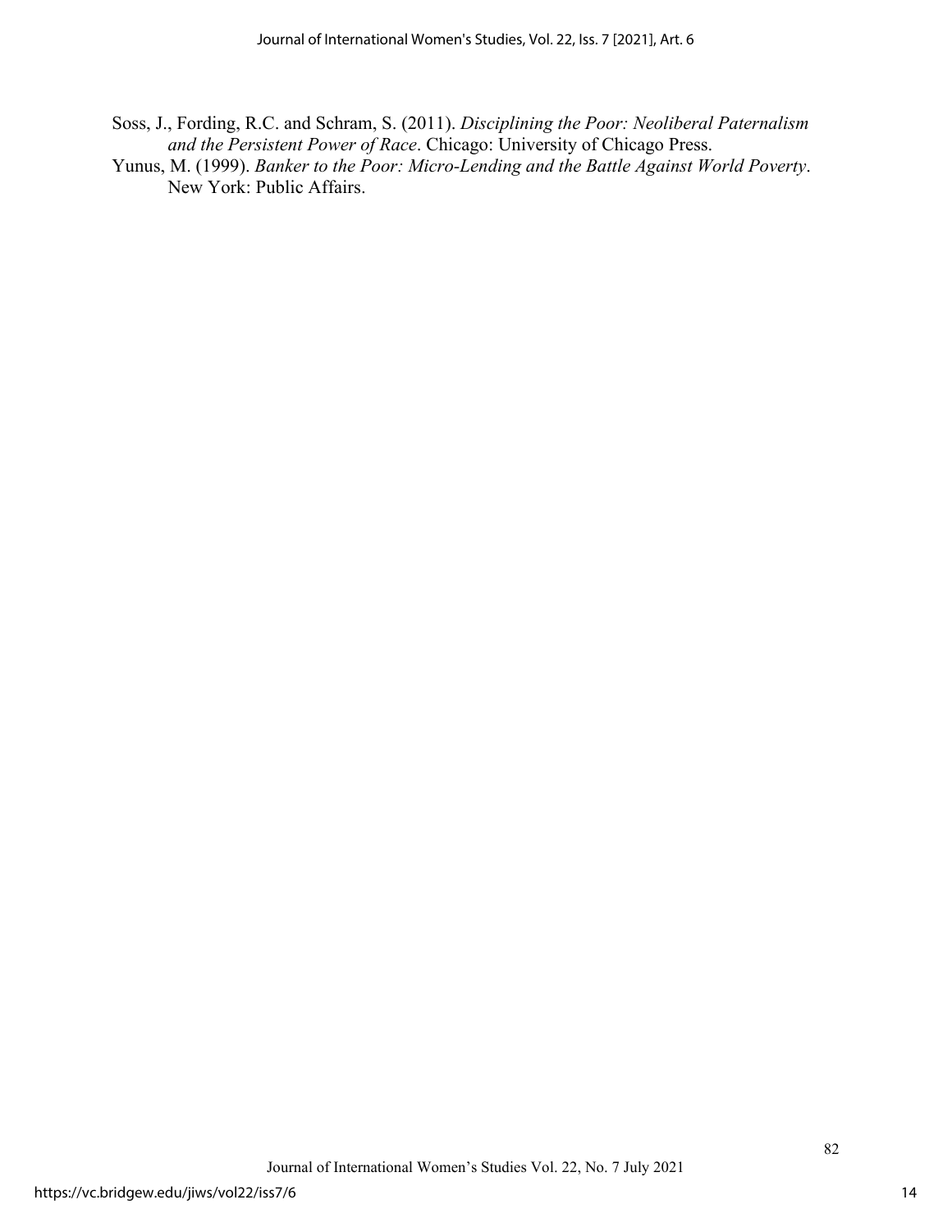Soss, J., Fording, R.C. and Schram, S. (2011). *Disciplining the Poor: Neoliberal Paternalism and the Persistent Power of Race*. Chicago: University of Chicago Press.

Yunus, M. (1999). *Banker to the Poor: Micro-Lending and the Battle Against World Poverty*. New York: Public Affairs.